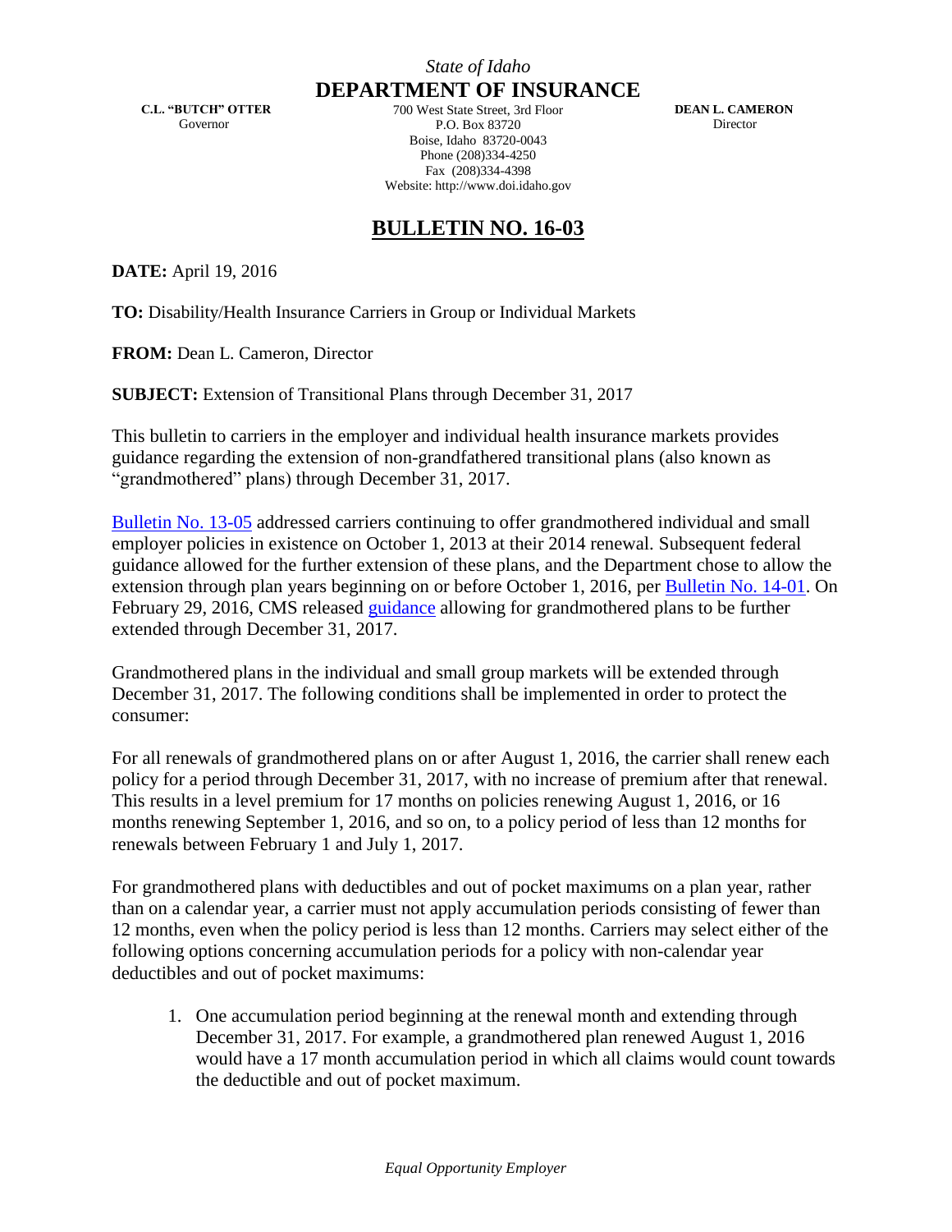*State of Idaho*

**DEPARTMENT OF INSURANCE**

**C.L. "BUTCH" OTTER**
Governor

700 West State Street, 3rd Floor
P.O. Box 83720
Boise, Idaho 83720-0043
Phone (208)334-4250
Fax (208)334-4398
Website: http://www.doi.idaho.gov

**DEAN L. CAMERON**
Director

# BULLETIN NO. 16-03

**DATE:** April 19, 2016

**TO:** Disability/Health Insurance Carriers in Group or Individual Markets

**FROM:** Dean L. Cameron, Director

**SUBJECT:** Extension of Transitional Plans through December 31, 2017

This bulletin to carriers in the employer and individual health insurance markets provides guidance regarding the extension of non-grandfathered transitional plans (also known as "grandmothered" plans) through December 31, 2017.

Bulletin No. 13-05 addressed carriers continuing to offer grandmothered individual and small employer policies in existence on October 1, 2013 at their 2014 renewal. Subsequent federal guidance allowed for the further extension of these plans, and the Department chose to allow the extension through plan years beginning on or before October 1, 2016, per Bulletin No. 14-01. On February 29, 2016, CMS released guidance allowing for grandmothered plans to be further extended through December 31, 2017.

Grandmothered plans in the individual and small group markets will be extended through December 31, 2017. The following conditions shall be implemented in order to protect the consumer:

For all renewals of grandmothered plans on or after August 1, 2016, the carrier shall renew each policy for a period through December 31, 2017, with no increase of premium after that renewal. This results in a level premium for 17 months on policies renewing August 1, 2016, or 16 months renewing September 1, 2016, and so on, to a policy period of less than 12 months for renewals between February 1 and July 1, 2017.

For grandmothered plans with deductibles and out of pocket maximums on a plan year, rather than on a calendar year, a carrier must not apply accumulation periods consisting of fewer than 12 months, even when the policy period is less than 12 months. Carriers may select either of the following options concerning accumulation periods for a policy with non-calendar year deductibles and out of pocket maximums:

1. One accumulation period beginning at the renewal month and extending through December 31, 2017. For example, a grandmothered plan renewed August 1, 2016 would have a 17 month accumulation period in which all claims would count towards the deductible and out of pocket maximum.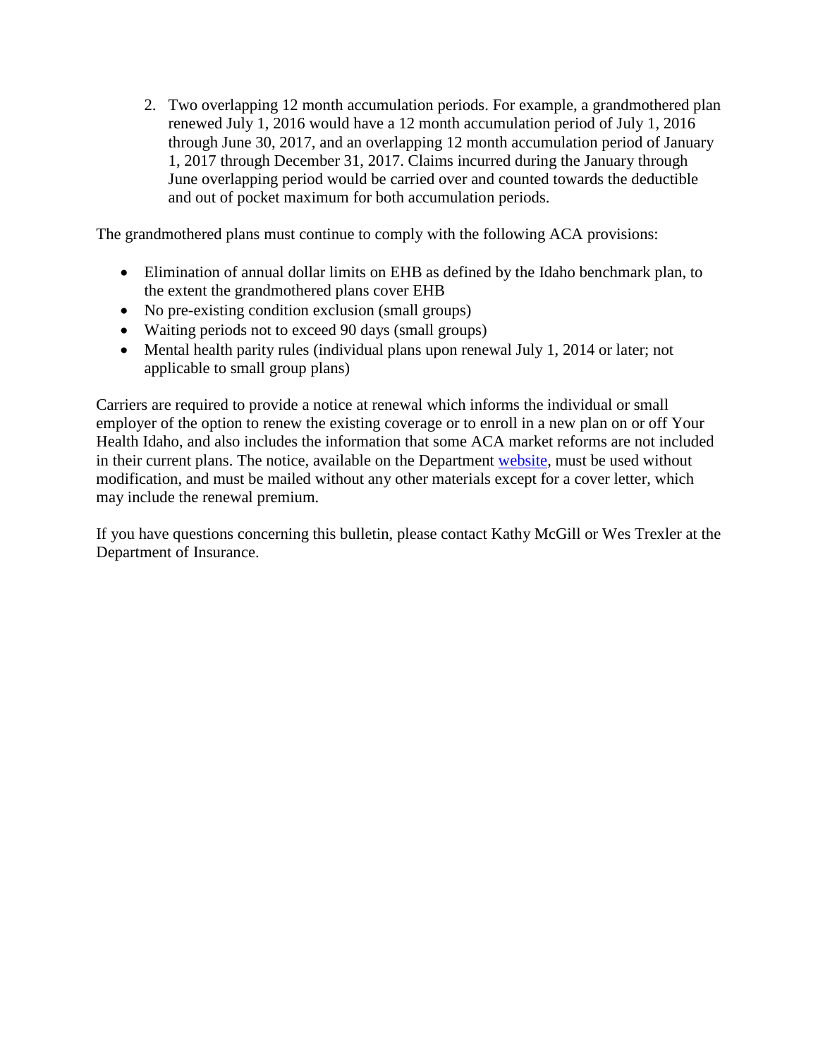2. Two overlapping 12 month accumulation periods. For example, a grandmothered plan renewed July 1, 2016 would have a 12 month accumulation period of July 1, 2016 through June 30, 2017, and an overlapping 12 month accumulation period of January 1, 2017 through December 31, 2017. Claims incurred during the January through June overlapping period would be carried over and counted towards the deductible and out of pocket maximum for both accumulation periods.

The grandmothered plans must continue to comply with the following ACA provisions:

- Elimination of annual dollar limits on EHB as defined by the Idaho benchmark plan, to the extent the grandmothered plans cover EHB
- No pre-existing condition exclusion (small groups)
- Waiting periods not to exceed 90 days (small groups)
- Mental health parity rules (individual plans upon renewal July 1, 2014 or later; not applicable to small group plans)

Carriers are required to provide a notice at renewal which informs the individual or small employer of the option to renew the existing coverage or to enroll in a new plan on or off Your Health Idaho, and also includes the information that some ACA market reforms are not included in their current plans. The notice, available on the Department website, must be used without modification, and must be mailed without any other materials except for a cover letter, which may include the renewal premium.

If you have questions concerning this bulletin, please contact Kathy McGill or Wes Trexler at the Department of Insurance.